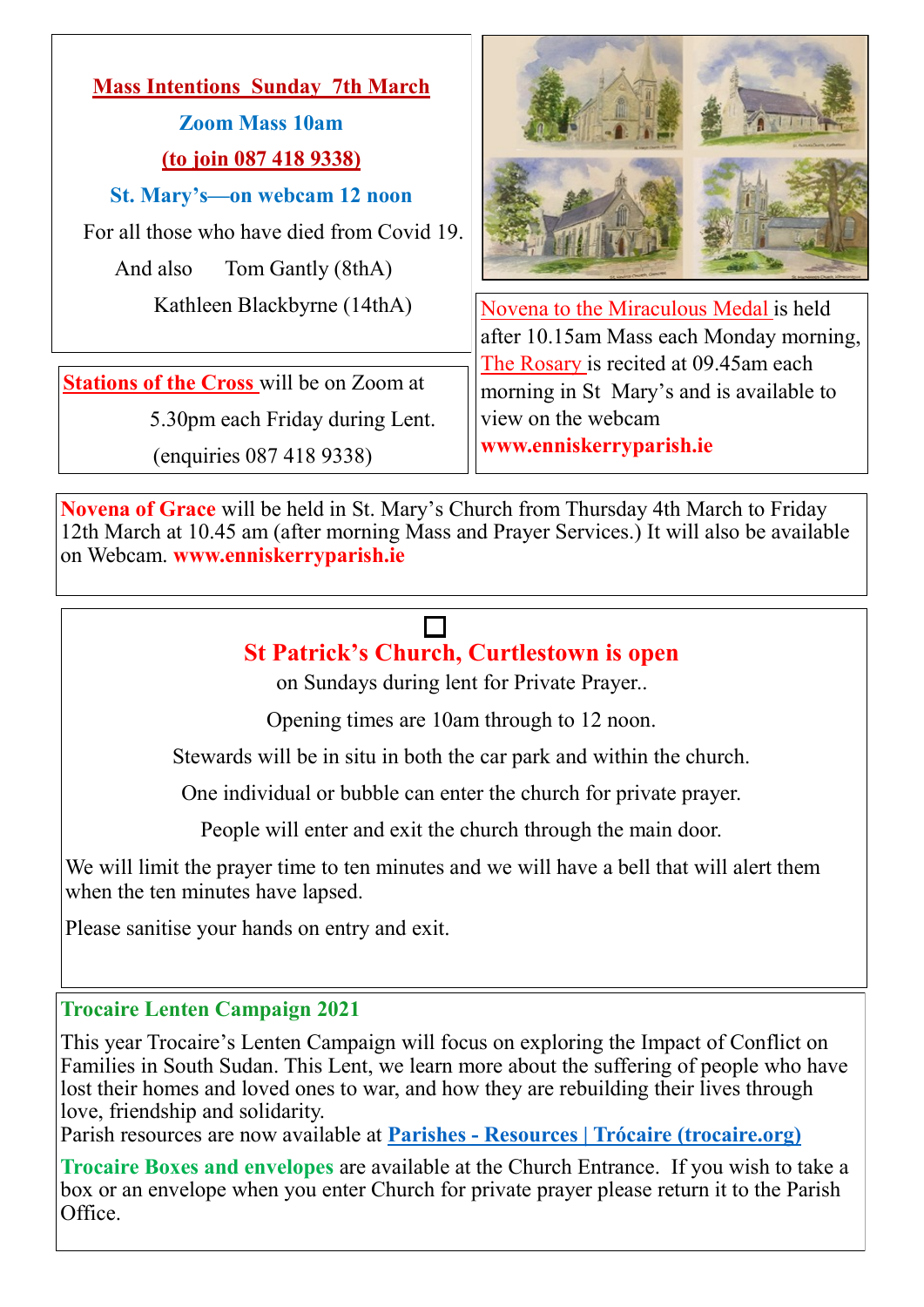## Mass Intentions Sunday 7th March

**Zoom Mass 10am**

**(to join 087 418 9338)**

**St. Mary's—on webcam 12 noon**

For all those who have died from Covid 19.

And also Tom Gantly (8thA)

Kathleen Blackbyrne (14thA)

**Stations of the Cross** will be on Zoom at 5.30pm each Friday during Lent. (enquiries 087 418 9338)

Novena to the Miraculous Medal is held after 10.15am Mass each Monday morning, The Rosary is recited at 09.45am each morning in St Mary's and is available to view on the webcam **www.enniskerryparish.ie**

**Novena of Grace** will be held in St. Mary's Church from Thursday 4th March to Friday 12th March at 10.45 am (after morning Mass and Prayer Services.) It will also be available on Webcam. **www.enniskerryparish.ie**

## St Patrick's Church, Curtlestown is open

on Sundays during lent for Private Prayer..

Opening times are 10am through to 12 noon.

Stewards will be in situ in both the car park and within the church.

One individual or bubble can enter the church for private prayer.

People will enter and exit the church through the main door.

We will limit the prayer time to ten minutes and we will have a bell that will alert them when the ten minutes have lapsed.

Please sanitise your hands on entry and exit.

### Trocaire Lenten Campaign 2021

This year Trocaire's Lenten Campaign will focus on exploring the Impact of Conflict on Families in South Sudan. This Lent, we learn more about the suffering of people who have lost their homes and loved ones to war, and how they are rebuilding their lives through love, friendship and solidarity.
Parish resources are now available at **Parishes - Resources | Trócaire (trocaire.org)**

**Trocaire Boxes and envelopes** are available at the Church Entrance. If you wish to take a box or an envelope when you enter Church for private prayer please return it to the Parish Office.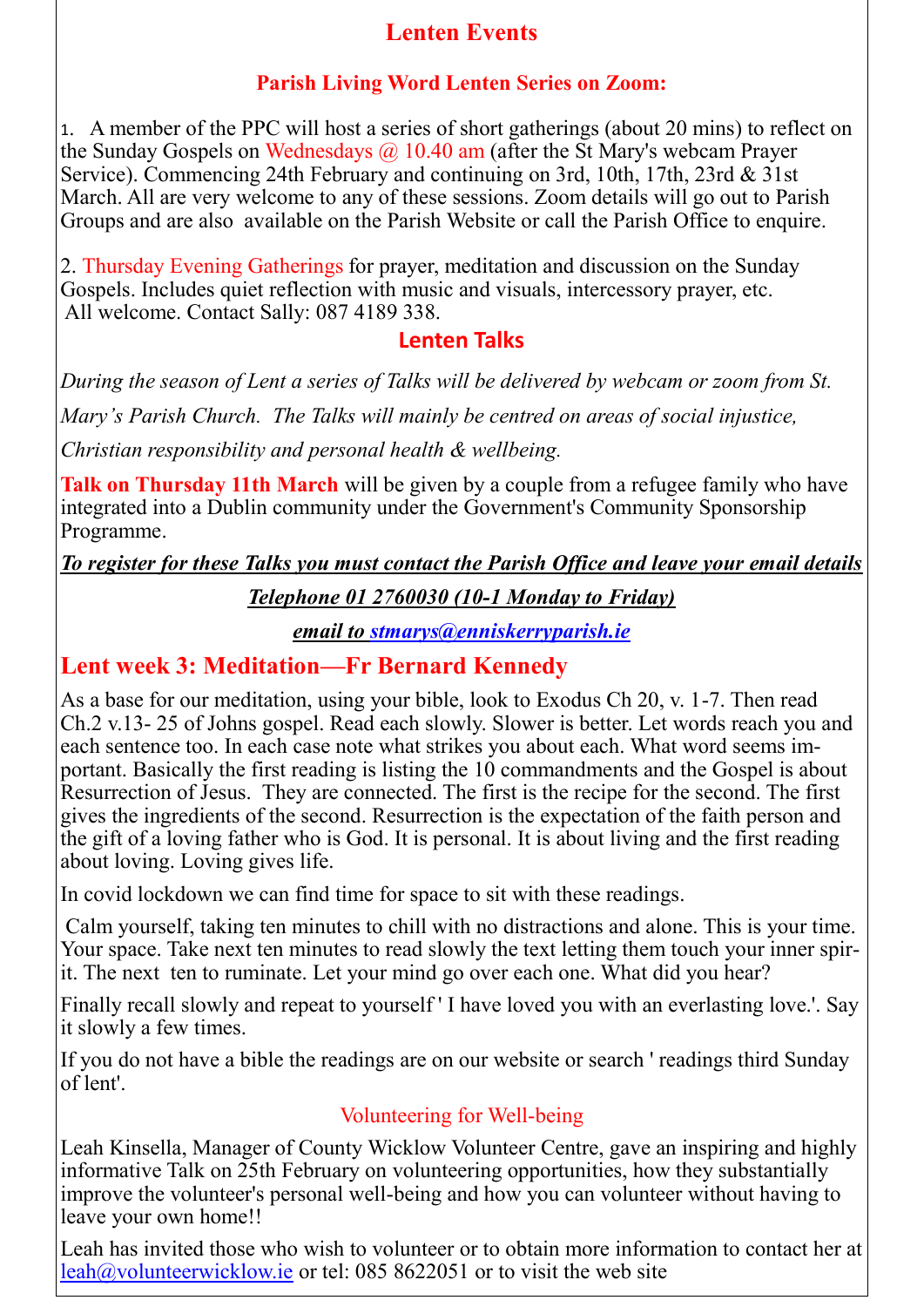# Lenten Events

## Parish Living Word Lenten Series on Zoom:

1. A member of the PPC will host a series of short gatherings (about 20 mins) to reflect on the Sunday Gospels on Wednesdays @ 10.40 am (after the St Mary's webcam Prayer Service). Commencing 24th February and continuing on 3rd, 10th, 17th, 23rd & 31st March. All are very welcome to any of these sessions. Zoom details will go out to Parish Groups and are also available on the Parish Website or call the Parish Office to enquire.

2. Thursday Evening Gatherings for prayer, meditation and discussion on the Sunday Gospels. Includes quiet reflection with music and visuals, intercessory prayer, etc. All welcome. Contact Sally: 087 4189 338.

## Lenten Talks

*During the season of Lent a series of Talks will be delivered by webcam or zoom from St. Mary's Parish Church. The Talks will mainly be centred on areas of social injustice, Christian responsibility and personal health & wellbeing.*

**Talk on Thursday 11th March** will be given by a couple from a refugee family who have integrated into a Dublin community under the Government's Community Sponsorship Programme.

***To register for these Talks you must contact the Parish Office and leave your email details***

***Telephone 01 2760030 (10-1 Monday to Friday)***

***email to stmarys@enniskerryparish.ie***

## Lent week 3: Meditation—Fr Bernard Kennedy

As a base for our meditation, using your bible, look to Exodus Ch 20, v. 1-7. Then read Ch.2 v.13- 25 of Johns gospel. Read each slowly. Slower is better. Let words reach you and each sentence too. In each case note what strikes you about each. What word seems important. Basically the first reading is listing the 10 commandments and the Gospel is about Resurrection of Jesus. They are connected. The first is the recipe for the second. The first gives the ingredients of the second. Resurrection is the expectation of the faith person and the gift of a loving father who is God. It is personal. It is about living and the first reading about loving. Loving gives life.

In covid lockdown we can find time for space to sit with these readings.

Calm yourself, taking ten minutes to chill with no distractions and alone. This is your time. Your space. Take next ten minutes to read slowly the text letting them touch your inner spirit. The next ten to ruminate. Let your mind go over each one. What did you hear?

Finally recall slowly and repeat to yourself ' I have loved you with an everlasting love.'. Say it slowly a few times.

If you do not have a bible the readings are on our website or search ' readings third Sunday of lent'.

### Volunteering for Well-being

Leah Kinsella, Manager of County Wicklow Volunteer Centre, gave an inspiring and highly informative Talk on 25th February on volunteering opportunities, how they substantially improve the volunteer's personal well-being and how you can volunteer without having to leave your own home!!

Leah has invited those who wish to volunteer or to obtain more information to contact her at leah@volunteerwicklow.ie or tel: 085 8622051 or to visit the web site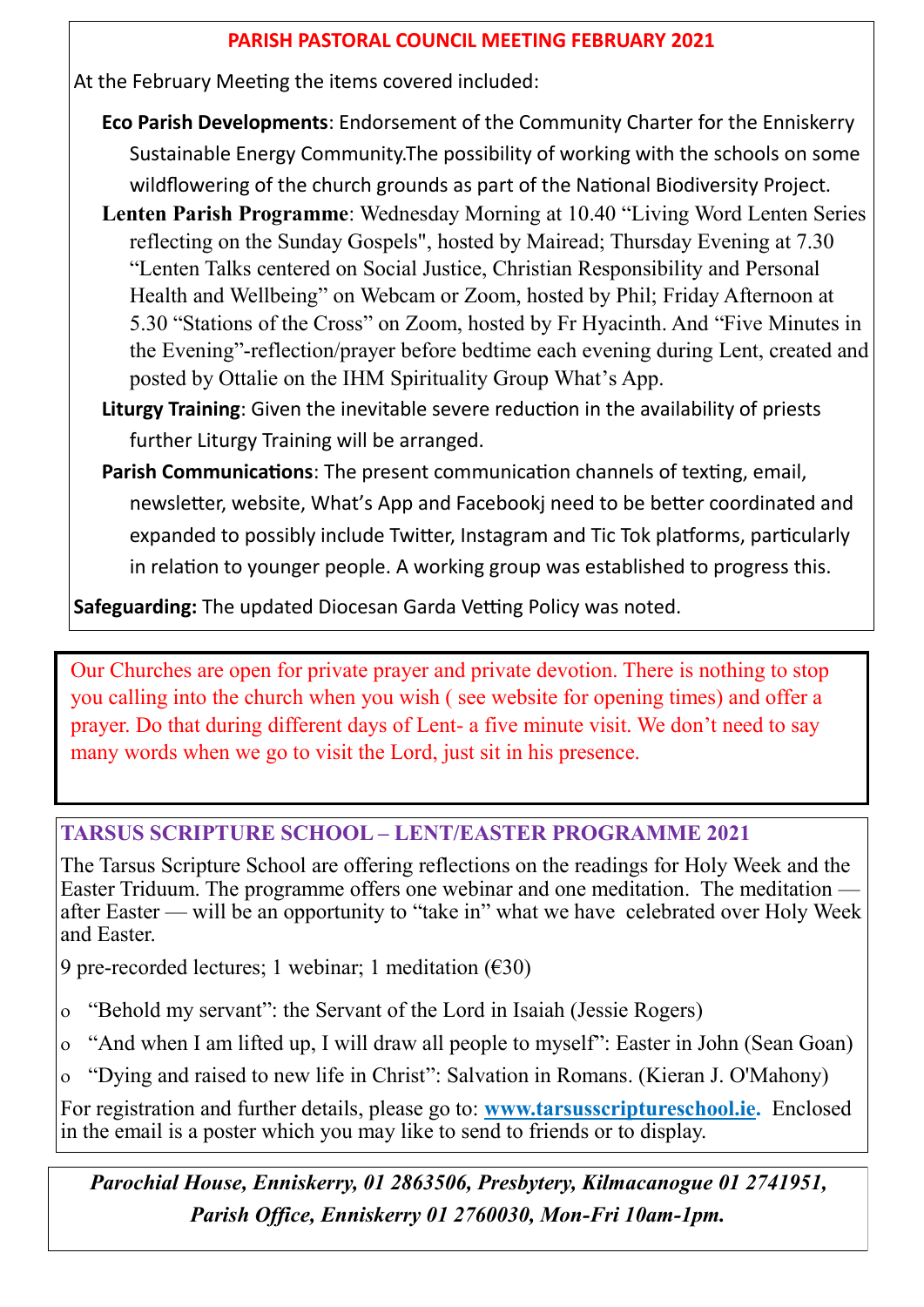## PARISH PASTORAL COUNCIL MEETING FEBRUARY 2021

At the February Meeting the items covered included:

**Eco Parish Developments**: Endorsement of the Community Charter for the Enniskerry Sustainable Energy Community.The possibility of working with the schools on some wildflowering of the church grounds as part of the National Biodiversity Project.

**Lenten Parish Programme**: Wednesday Morning at 10.40 "Living Word Lenten Series reflecting on the Sunday Gospels", hosted by Mairead; Thursday Evening at 7.30 "Lenten Talks centered on Social Justice, Christian Responsibility and Personal Health and Wellbeing" on Webcam or Zoom, hosted by Phil; Friday Afternoon at 5.30 "Stations of the Cross" on Zoom, hosted by Fr Hyacinth. And "Five Minutes in the Evening"-reflection/prayer before bedtime each evening during Lent, created and posted by Ottalie on the IHM Spirituality Group What's App.

**Liturgy Training**: Given the inevitable severe reduction in the availability of priests further Liturgy Training will be arranged.

**Parish Communications**: The present communication channels of texting, email, newsletter, website, What's App and Facebookj need to be better coordinated and expanded to possibly include Twitter, Instagram and Tic Tok platforms, particularly in relation to younger people. A working group was established to progress this.

**Safeguarding:** The updated Diocesan Garda Vetting Policy was noted.

---

Our Churches are open for private prayer and private devotion. There is nothing to stop you calling into the church when you wish ( see website for opening times) and offer a prayer. Do that during different days of Lent- a five minute visit. We don't need to say many words when we go to visit the Lord, just sit in his presence.

---

## TARSUS SCRIPTURE SCHOOL – LENT/EASTER PROGRAMME 2021

The Tarsus Scripture School are offering reflections on the readings for Holy Week and the Easter Triduum. The programme offers one webinar and one meditation. The meditation — after Easter — will be an opportunity to "take in" what we have celebrated over Holy Week and Easter.

9 pre-recorded lectures; 1 webinar; 1 meditation (€30)

- "Behold my servant": the Servant of the Lord in Isaiah (Jessie Rogers)
- "And when I am lifted up, I will draw all people to myself": Easter in John (Sean Goan)
- "Dying and raised to new life in Christ": Salvation in Romans. (Kieran J. O'Mahony)

For registration and further details, please go to: **www.tarsusscriptureschool.ie.** Enclosed in the email is a poster which you may like to send to friends or to display.

---

***Parochial House, Enniskerry, 01 2863506, Presbytery, Kilmacanogue 01 2741951, Parish Office, Enniskerry 01 2760030, Mon-Fri 10am-1pm.***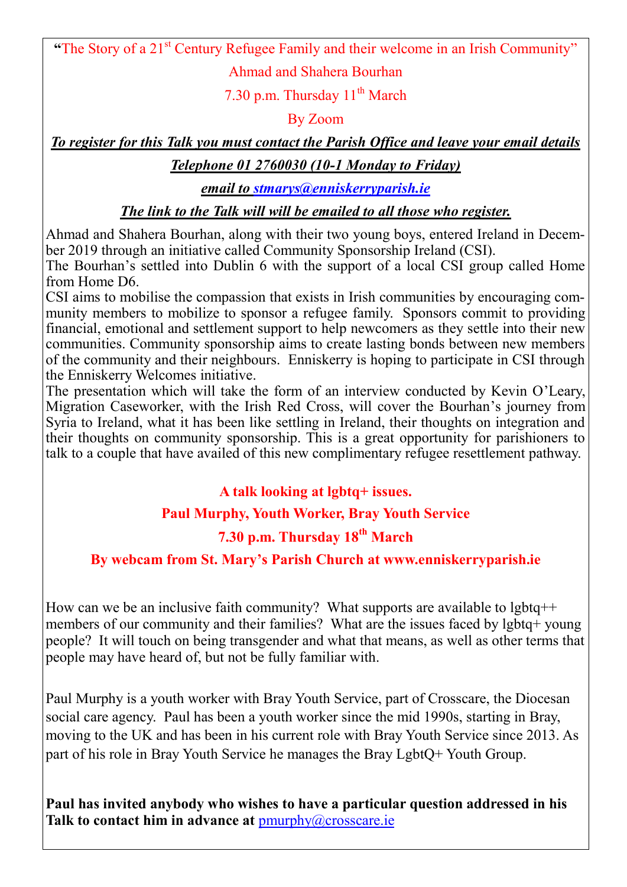"The Story of a 21st Century Refugee Family and their welcome in an Irish Community"

Ahmad and Shahera Bourhan

7.30 p.m. Thursday 11th March

By Zoom

***To register for this Talk you must contact the Parish Office and leave your email details***

***Telephone 01 2760030 (10-1 Monday to Friday)***

***email to stmarys@enniskerryparish.ie***

***The link to the Talk will will be emailed to all those who register.***

Ahmad and Shahera Bourhan, along with their two young boys, entered Ireland in December 2019 through an initiative called Community Sponsorship Ireland (CSI).
The Bourhan's settled into Dublin 6 with the support of a local CSI group called Home from Home D6.
CSI aims to mobilise the compassion that exists in Irish communities by encouraging community members to mobilize to sponsor a refugee family. Sponsors commit to providing financial, emotional and settlement support to help newcomers as they settle into their new communities. Community sponsorship aims to create lasting bonds between new members of the community and their neighbours. Enniskerry is hoping to participate in CSI through the Enniskerry Welcomes initiative.
The presentation which will take the form of an interview conducted by Kevin O'Leary, Migration Caseworker, with the Irish Red Cross, will cover the Bourhan's journey from Syria to Ireland, what it has been like settling in Ireland, their thoughts on integration and their thoughts on community sponsorship. This is a great opportunity for parishioners to talk to a couple that have availed of this new complimentary refugee resettlement pathway.

**A talk looking at lgbtq+ issues.**

**Paul Murphy, Youth Worker, Bray Youth Service**

**7.30 p.m. Thursday 18th March**

**By webcam from St. Mary's Parish Church at www.enniskerryparish.ie**

How can we be an inclusive faith community? What supports are available to lgbtq++ members of our community and their families? What are the issues faced by lgbtq+ young people? It will touch on being transgender and what that means, as well as other terms that people may have heard of, but not be fully familiar with.

Paul Murphy is a youth worker with Bray Youth Service, part of Crosscare, the Diocesan social care agency. Paul has been a youth worker since the mid 1990s, starting in Bray, moving to the UK and has been in his current role with Bray Youth Service since 2013. As part of his role in Bray Youth Service he manages the Bray LgbtQ+ Youth Group.

**Paul has invited anybody who wishes to have a particular question addressed in his Talk to contact him in advance at** pmurphy@crosscare.ie